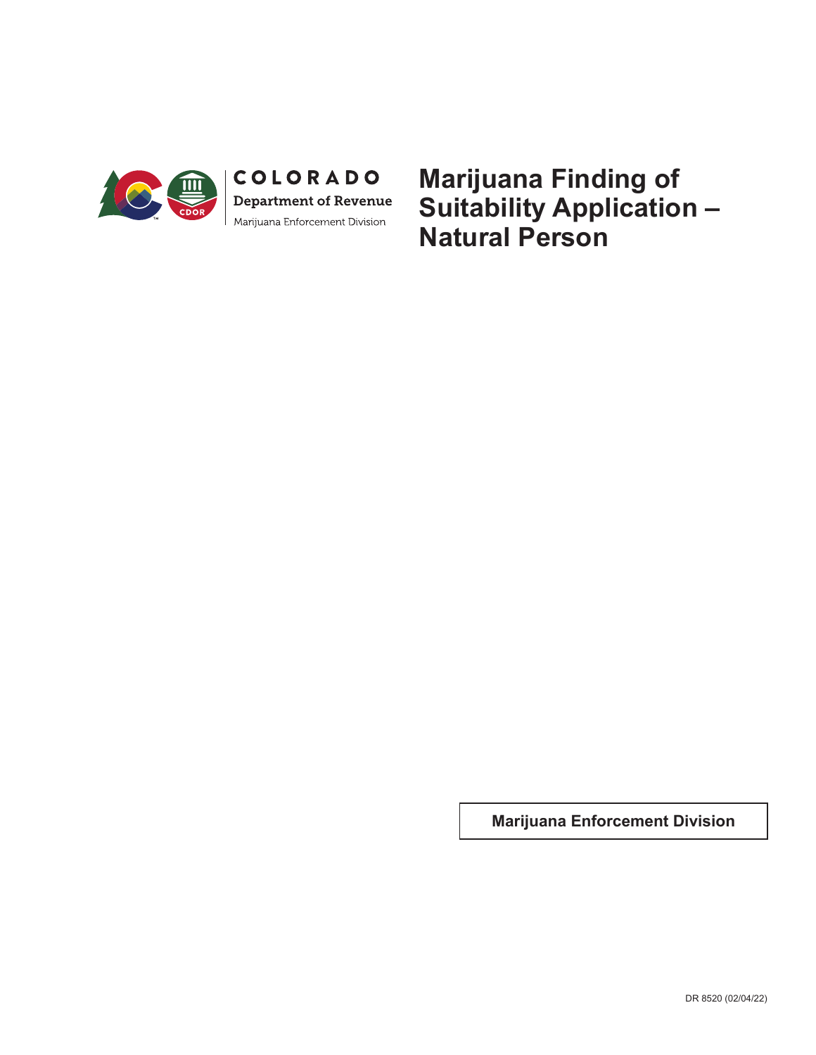COLORADO

Department of Revenue

Marijuana Enforcement Division

# Marijuana Finding of Suitability Application – Natural Person

**Marijuana Enforcement Division**

DR 8520 (02/04/22)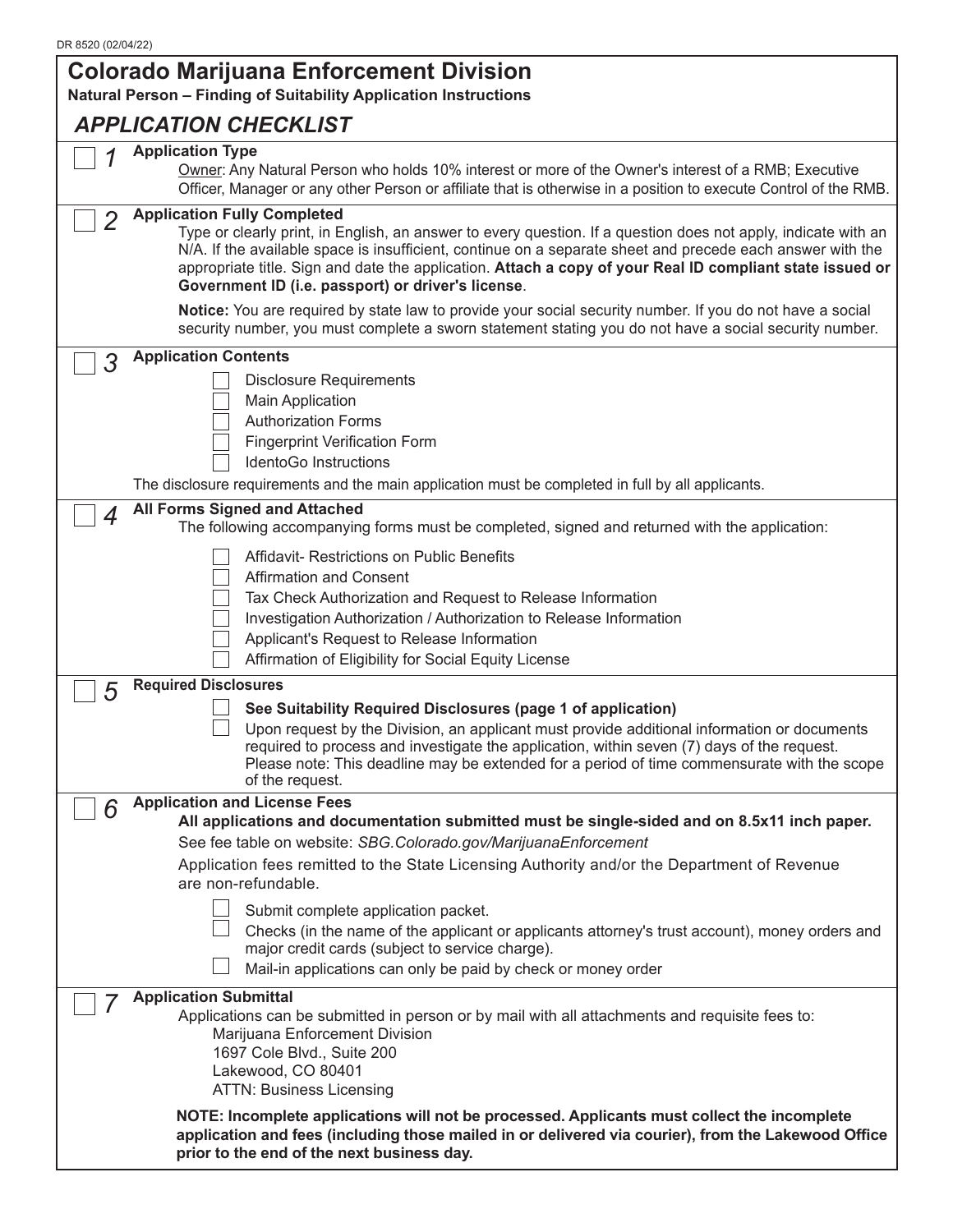DR 8520 (02/04/22)

# Colorado Marijuana Enforcement Division

**Natural Person – Finding of Suitability Application Instructions**

## *APPLICATION CHECKLIST*

☐ *1* **Application Type**

Owner: Any Natural Person who holds 10% interest or more of the Owner's interest of a RMB; Executive Officer, Manager or any other Person or affiliate that is otherwise in a position to execute Control of the RMB.

☐ *2* **Application Fully Completed**

Type or clearly print, in English, an answer to every question. If a question does not apply, indicate with an N/A. If the available space is insufficient, continue on a separate sheet and precede each answer with the appropriate title. Sign and date the application. **Attach a copy of your Real ID compliant state issued or Government ID (i.e. passport) or driver's license**.

**Notice:** You are required by state law to provide your social security number. If you do not have a social security number, you must complete a sworn statement stating you do not have a social security number.

☐ *3* **Application Contents**

- ☐ Disclosure Requirements
- ☐ Main Application
- ☐ Authorization Forms
- ☐ Fingerprint Verification Form
- ☐ IdentoGo Instructions

The disclosure requirements and the main application must be completed in full by all applicants.

☐ *4* **All Forms Signed and Attached**

The following accompanying forms must be completed, signed and returned with the application:

- ☐ Affidavit- Restrictions on Public Benefits
- ☐ Affirmation and Consent
- ☐ Tax Check Authorization and Request to Release Information
- ☐ Investigation Authorization / Authorization to Release Information
- ☐ Applicant's Request to Release Information
- ☐ Affirmation of Eligibility for Social Equity License

☐ *5* **Required Disclosures**

- ☐ **See Suitability Required Disclosures (page 1 of application)**
- ☐ Upon request by the Division, an applicant must provide additional information or documents required to process and investigate the application, within seven (7) days of the request. Please note: This deadline may be extended for a period of time commensurate with the scope of the request.

☐ *6* **Application and License Fees**

**All applications and documentation submitted must be single-sided and on 8.5x11 inch paper.**

See fee table on website: *SBG.Colorado.gov/MarijuanaEnforcement*

Application fees remitted to the State Licensing Authority and/or the Department of Revenue are non-refundable.

- ☐ Submit complete application packet.
- ☐ Checks (in the name of the applicant or applicants attorney's trust account), money orders and major credit cards (subject to service charge).
- ☐ Mail-in applications can only be paid by check or money order

☐ *7* **Application Submittal**

Applications can be submitted in person or by mail with all attachments and requisite fees to:

Marijuana Enforcement Division
1697 Cole Blvd., Suite 200
Lakewood, CO 80401
ATTN: Business Licensing

**NOTE: Incomplete applications will not be processed. Applicants must collect the incomplete application and fees (including those mailed in or delivered via courier), from the Lakewood Office prior to the end of the next business day.**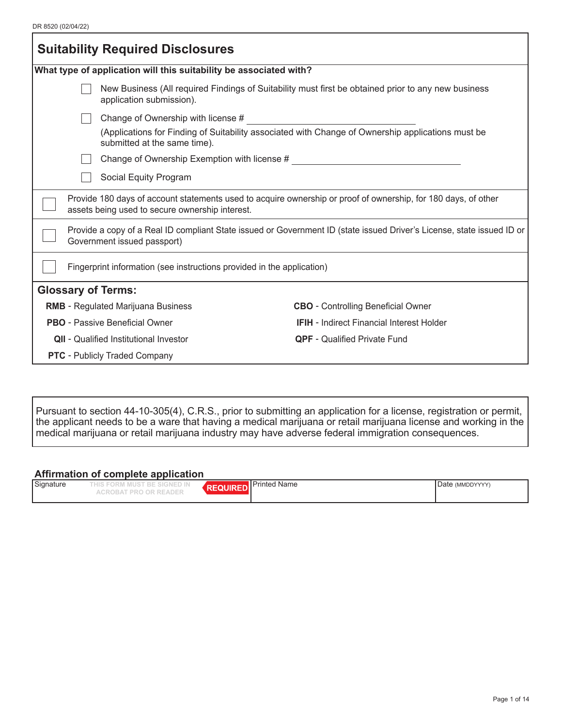DR 8520 (02/04/22)

## Suitability Required Disclosures

**What type of application will this suitability be associated with?**

- ☐ New Business (All required Findings of Suitability must first be obtained prior to any new business application submission).
- ☐ Change of Ownership with license # ____________________
  (Applications for Finding of Suitability associated with Change of Ownership applications must be submitted at the same time).
- ☐ Change of Ownership Exemption with license # ____________________
- ☐ Social Equity Program

☐ Provide 180 days of account statements used to acquire ownership or proof of ownership, for 180 days, of other assets being used to secure ownership interest.

☐ Provide a copy of a Real ID compliant State issued or Government ID (state issued Driver's License, state issued ID or Government issued passport)

☐ Fingerprint information (see instructions provided in the application)

### Glossary of Terms:

| | |
|---|---|
| **RMB** - Regulated Marijuana Business | **CBO** - Controlling Beneficial Owner |
| **PBO** - Passive Beneficial Owner | **IFIH** - Indirect Financial Interest Holder |
| **QII** - Qualified Institutional Investor | **QPF** - Qualified Private Fund |
| **PTC** - Publicly Traded Company | |

Pursuant to section 44-10-305(4), C.R.S., prior to submitting an application for a license, registration or permit, the applicant needs to be a ware that having a medical marijuana or retail marijuana license and working in the medical marijuana or retail marijuana industry may have adverse federal immigration consequences.

### Affirmation of complete application

| Signature | Printed Name | Date (MMDDYYYY) |
|---|---|---|
| THIS FORM MUST BE SIGNED IN ACROBAT PRO OR READER — REQUIRED | | |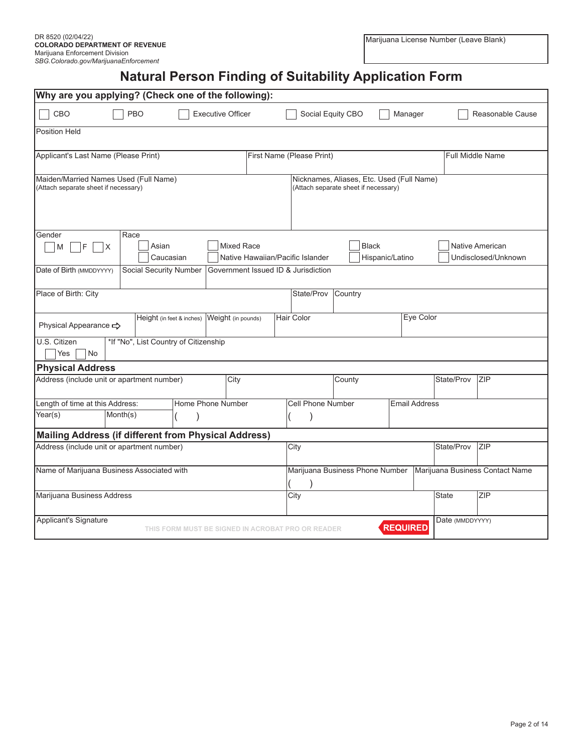DR 8520 (02/04/22)
**COLORADO DEPARTMENT OF REVENUE**
Marijuana Enforcement Division
*SBG.Colorado.gov/MarijuanaEnforcement*

Marijuana License Number (Leave Blank)

# Natural Person Finding of Suitability Application Form

**Why are you applying? (Check one of the following):**

☐ CBO ☐ PBO ☐ Executive Officer ☐ Social Equity CBO ☐ Manager ☐ Reasonable Cause

| Position Held | | |
|---|---|---|
| Applicant's Last Name (Please Print) | First Name (Please Print) | Full Middle Name |

| Maiden/Married Names Used (Full Name) (Attach separate sheet if necessary) | Nicknames, Aliases, Etc. Used (Full Name) (Attach separate sheet if necessary) |
|---|---|

Gender: ☐ M ☐ F ☐ X

Race: ☐ Asian ☐ Caucasian ☐ Mixed Race ☐ Native Hawaiian/Pacific Islander ☐ Black ☐ Hispanic/Latino ☐ Native American ☐ Undisclosed/Unknown

| Date of Birth (MMDDYYYY) | Social Security Number | Government Issued ID & Jurisdiction |
|---|---|---|

| Place of Birth: City | State/Prov | Country |
|---|---|---|

| Physical Appearance ⇨ | Height (in feet & inches) | Weight (in pounds) | Hair Color | Eye Color |
|---|---|---|---|---|

U.S. Citizen ☐ Yes ☐ No — *If "No", List Country of Citizenship

## Physical Address

| Address (include unit or apartment number) | City | County | State/Prov | ZIP |
|---|---|---|---|---|

| Length of time at this Address: Year(s) Month(s) | Home Phone Number ( ) | Cell Phone Number ( ) | Email Address |
|---|---|---|---|

## Mailing Address (if different from Physical Address)

| Address (include unit or apartment number) | City | State/Prov | ZIP |
|---|---|---|---|

| Name of Marijuana Business Associated with | Marijuana Business Phone Number ( ) | Marijuana Business Contact Name |
|---|---|---|

| Marijuana Business Address | City | State | ZIP |
|---|---|---|---|

| Applicant's Signature — THIS FORM MUST BE SIGNED IN ACROBAT PRO OR READER — **REQUIRED** | Date (MMDDYYYY) |
|---|---|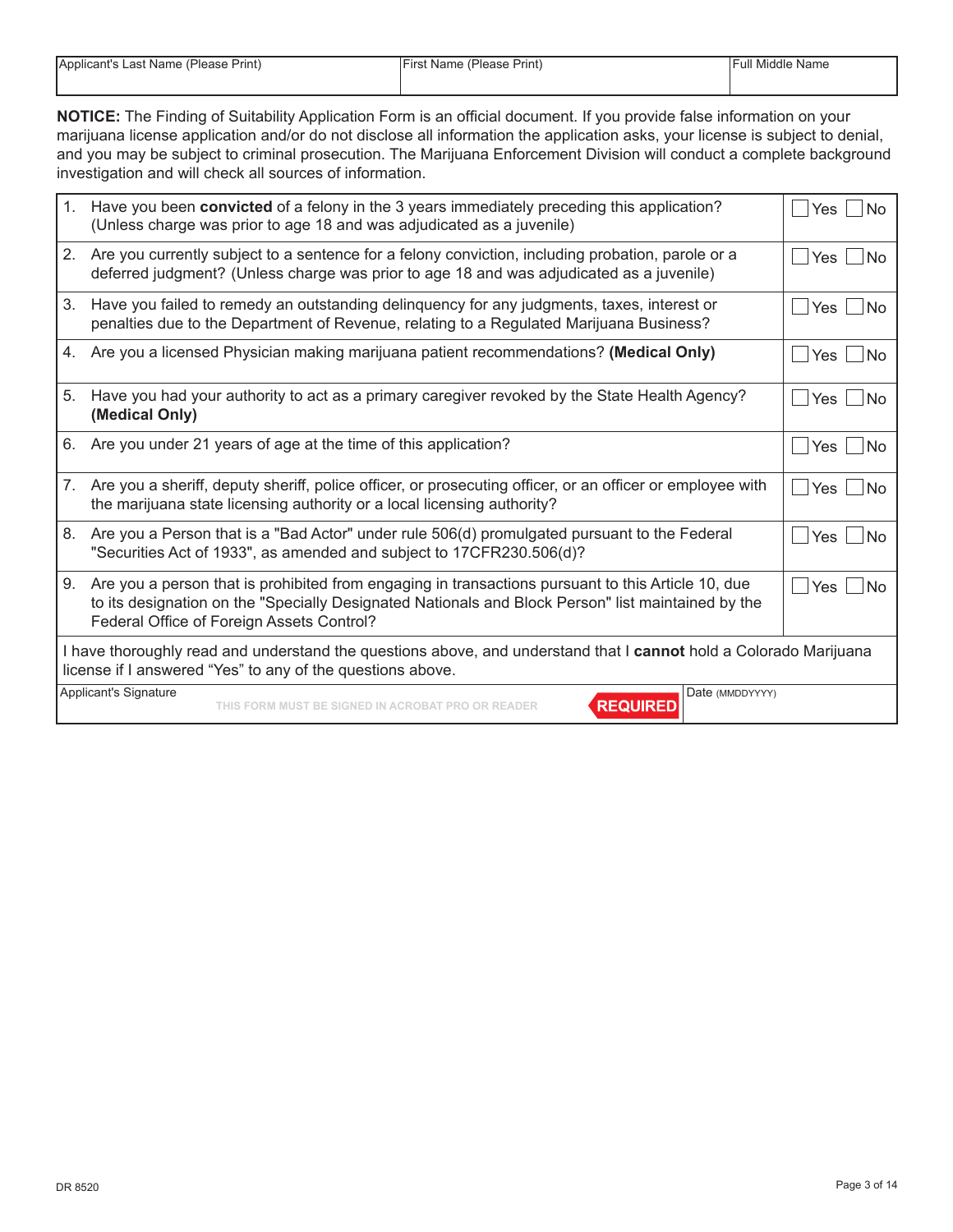| Applicant's Last Name (Please Print) | First Name (Please Print) | Full Middle Name |
|---|---|---|
| | | |

**NOTICE:** The Finding of Suitability Application Form is an official document. If you provide false information on your marijuana license application and/or do not disclose all information the application asks, your license is subject to denial, and you may be subject to criminal prosecution. The Marijuana Enforcement Division will conduct a complete background investigation and will check all sources of information.

| Question | Answer |
|---|---|
| 1. Have you been **convicted** of a felony in the 3 years immediately preceding this application? (Unless charge was prior to age 18 and was adjudicated as a juvenile) | ☐ Yes ☐ No |
| 2. Are you currently subject to a sentence for a felony conviction, including probation, parole or a deferred judgment? (Unless charge was prior to age 18 and was adjudicated as a juvenile) | ☐ Yes ☐ No |
| 3. Have you failed to remedy an outstanding delinquency for any judgments, taxes, interest or penalties due to the Department of Revenue, relating to a Regulated Marijuana Business? | ☐ Yes ☐ No |
| 4. Are you a licensed Physician making marijuana patient recommendations? **(Medical Only)** | ☐ Yes ☐ No |
| 5. Have you had your authority to act as a primary caregiver revoked by the State Health Agency? **(Medical Only)** | ☐ Yes ☐ No |
| 6. Are you under 21 years of age at the time of this application? | ☐ Yes ☐ No |
| 7. Are you a sheriff, deputy sheriff, police officer, or prosecuting officer, or an officer or employee with the marijuana state licensing authority or a local licensing authority? | ☐ Yes ☐ No |
| 8. Are you a Person that is a "Bad Actor" under rule 506(d) promulgated pursuant to the Federal "Securities Act of 1933", as amended and subject to 17CFR230.506(d)? | ☐ Yes ☐ No |
| 9. Are you a person that is prohibited from engaging in transactions pursuant to this Article 10, due to its designation on the "Specially Designated Nationals and Block Person" list maintained by the Federal Office of Foreign Assets Control? | ☐ Yes ☐ No |

I have thoroughly read and understand the questions above, and understand that I **cannot** hold a Colorado Marijuana license if I answered "Yes" to any of the questions above.

| Applicant's Signature THIS FORM MUST BE SIGNED IN ACROBAT PRO OR READER **REQUIRED** | Date (MMDDYYYY) |
|---|---|
| | |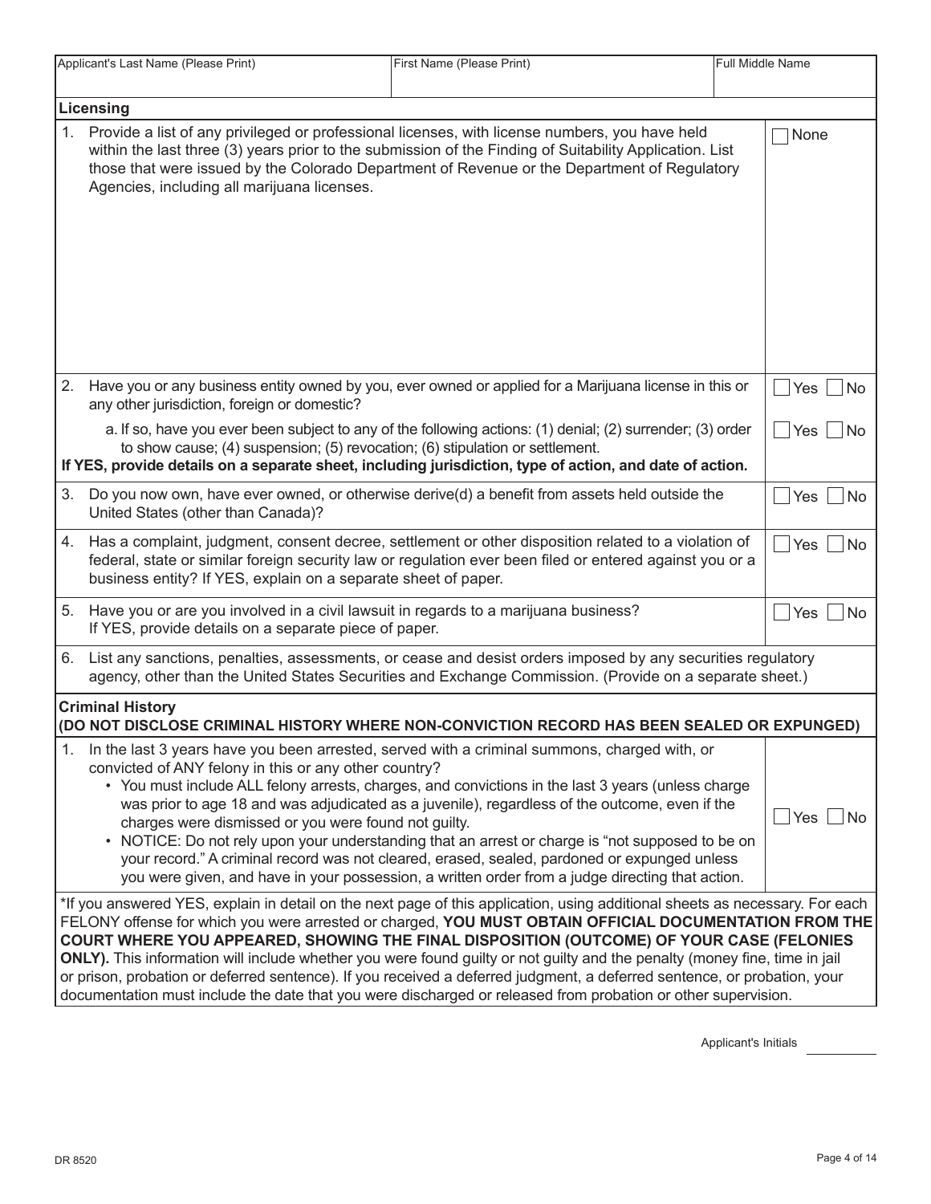| Applicant's Last Name (Please Print) | First Name (Please Print) | Full Middle Name |
|---|---|---|
| | | |

## Licensing

1. Provide a list of any privileged or professional licenses, with license numbers, you have held within the last three (3) years prior to the submission of the Finding of Suitability Application. List those that were issued by the Colorado Department of Revenue or the Department of Regulatory Agencies, including all marijuana licenses. ☐ None

2. Have you or any business entity owned by you, ever owned or applied for a Marijuana license in this or any other jurisdiction, foreign or domestic? ☐ Yes ☐ No

   a. If so, have you ever been subject to any of the following actions: (1) denial; (2) surrender; (3) order to show cause; (4) suspension; (5) revocation; (6) stipulation or settlement. ☐ Yes ☐ No

   **If YES, provide details on a separate sheet, including jurisdiction, type of action, and date of action.**

3. Do you now own, have ever owned, or otherwise derive(d) a benefit from assets held outside the United States (other than Canada)? ☐ Yes ☐ No

4. Has a complaint, judgment, consent decree, settlement or other disposition related to a violation of federal, state or similar foreign security law or regulation ever been filed or entered against you or a business entity? If YES, explain on a separate sheet of paper. ☐ Yes ☐ No

5. Have you or are you involved in a civil lawsuit in regards to a marijuana business? If YES, provide details on a separate piece of paper. ☐ Yes ☐ No

6. List any sanctions, penalties, assessments, or cease and desist orders imposed by any securities regulatory agency, other than the United States Securities and Exchange Commission. (Provide on a separate sheet.)

## Criminal History

**(DO NOT DISCLOSE CRIMINAL HISTORY WHERE NON-CONVICTION RECORD HAS BEEN SEALED OR EXPUNGED)**

1. In the last 3 years have you been arrested, served with a criminal summons, charged with, or convicted of ANY felony in this or any other country? ☐ Yes ☐ No
   - You must include ALL felony arrests, charges, and convictions in the last 3 years (unless charge was prior to age 18 and was adjudicated as a juvenile), regardless of the outcome, even if the charges were dismissed or you were found not guilty.
   - NOTICE: Do not rely upon your understanding that an arrest or charge is "not supposed to be on your record." A criminal record was not cleared, erased, sealed, pardoned or expunged unless you were given, and have in your possession, a written order from a judge directing that action.

*If you answered YES, explain in detail on the next page of this application, using additional sheets as necessary. For each FELONY offense for which you were arrested or charged, **YOU MUST OBTAIN OFFICIAL DOCUMENTATION FROM THE COURT WHERE YOU APPEARED, SHOWING THE FINAL DISPOSITION (OUTCOME) OF YOUR CASE (FELONIES ONLY).** This information will include whether you were found guilty or not guilty and the penalty (money fine, time in jail or prison, probation or deferred sentence). If you received a deferred judgment, a deferred sentence, or probation, your documentation must include the date that you were discharged or released from probation or other supervision.

Applicant's Initials ________

DR 8520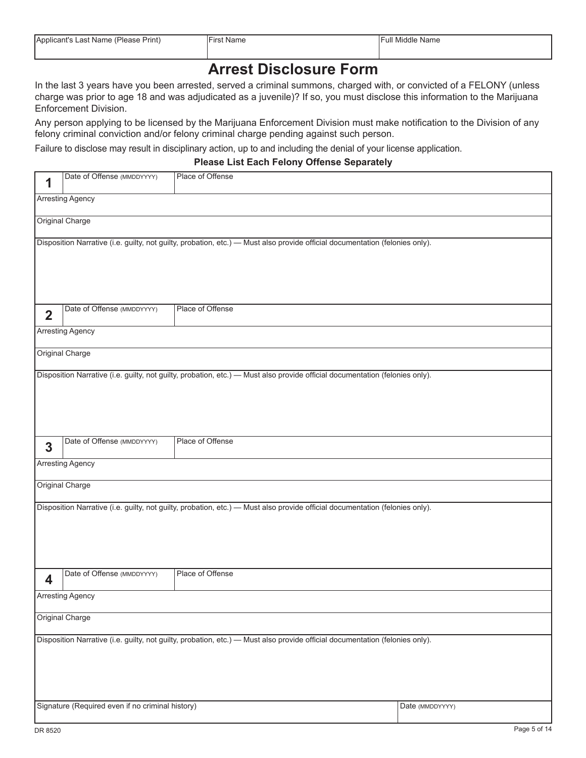| Applicant's Last Name (Please Print) | First Name | Full Middle Name |
|---|---|---|
| | | |

# Arrest Disclosure Form

In the last 3 years have you been arrested, served a criminal summons, charged with, or convicted of a FELONY (unless charge was prior to age 18 and was adjudicated as a juvenile)? If so, you must disclose this information to the Marijuana Enforcement Division.

Any person applying to be licensed by the Marijuana Enforcement Division must make notification to the Division of any felony criminal conviction and/or felony criminal charge pending against such person.

Failure to disclose may result in disciplinary action, up to and including the denial of your license application.

**Please List Each Felony Offense Separately**

| | Date of Offense (MMDDYYYY) | Place of Offense |
|---|---|---|
| **1** | | |
| Arresting Agency | | |
| Original Charge | | |
| Disclosure Narrative (i.e. guilty, not guilty, probation, etc.) — Must also provide official documentation (felonies only). | | |

| | Date of Offense (MMDDYYYY) | Place of Offense |
|---|---|---|
| **2** | | |
| Arresting Agency | | |
| Original Charge | | |
| Disposition Narrative (i.e. guilty, not guilty, probation, etc.) — Must also provide official documentation (felonies only). | | |

| | Date of Offense (MMDDYYYY) | Place of Offense |
|---|---|---|
| **3** | | |
| Arresting Agency | | |
| Original Charge | | |
| Disposition Narrative (i.e. guilty, not guilty, probation, etc.) — Must also provide official documentation (felonies only). | | |

| | Date of Offense (MMDDYYYY) | Place of Offense |
|---|---|---|
| **4** | | |
| Arresting Agency | | |
| Original Charge | | |
| Disposition Narrative (i.e. guilty, not guilty, probation, etc.) — Must also provide official documentation (felonies only). | | |

| Signature (Required even if no criminal history) | Date (MMDDYYYY) |
|---|---|
| | |

DR 8520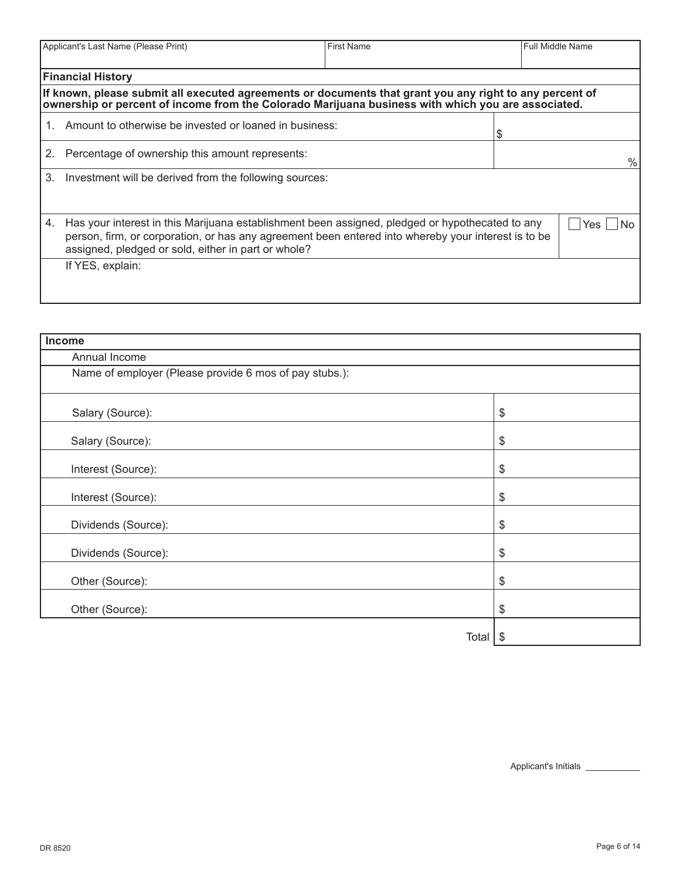| Applicant's Last Name (Please Print) | First Name | Full Middle Name |
|---|---|---|
| | | |

## Financial History

**If known, please submit all executed agreements or documents that grant you any right to any percent of ownership or percent of income from the Colorado Marijuana business with which you are associated.**

| | | |
|---|---|---|
| 1. | Amount to otherwise be invested or loaned in business: | $ |
| 2. | Percentage of ownership this amount represents: | % |
| 3. | Investment will be derived from the following sources: | |
| 4. | Has your interest in this Marijuana establishment been assigned, pledged or hypothecated to any person, firm, or corporation, or has any agreement been entered into whereby your interest is to be assigned, pledged or sold, either in part or whole? | ☐ Yes ☐ No |
| | If YES, explain: | |

## Income

| Annual Income | |
|---|---|
| Name of employer (Please provide 6 mos of pay stubs.): | |
| Salary (Source): | $ |
| Salary (Source): | $ |
| Interest (Source): | $ |
| Interest (Source): | $ |
| Dividends (Source): | $ |
| Dividends (Source): | $ |
| Other (Source): | $ |
| Other (Source): | $ |
| Total | $ |

Applicant's Initials ___________

DR 8520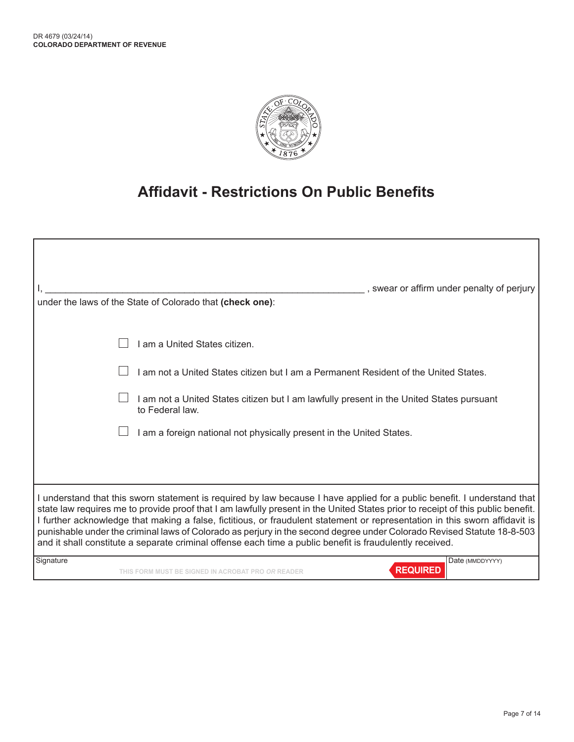DR 4679 (03/24/14)
**COLORADO DEPARTMENT OF REVENUE**

# Affidavit - Restrictions On Public Benefits

I, ______________________________________________________________ , swear or affirm under penalty of perjury under the laws of the State of Colorado that **(check one)**:

- ☐ I am a United States citizen.
- ☐ I am not a United States citizen but I am a Permanent Resident of the United States.
- ☐ I am not a United States citizen but I am lawfully present in the United States pursuant to Federal law.
- ☐ I am a foreign national not physically present in the United States.

I understand that this sworn statement is required by law because I have applied for a public benefit. I understand that state law requires me to provide proof that I am lawfully present in the United States prior to receipt of this public benefit. I further acknowledge that making a false, fictitious, or fraudulent statement or representation in this sworn affidavit is punishable under the criminal laws of Colorado as perjury in the second degree under Colorado Revised Statute 18-8-503 and it shall constitute a separate criminal offense each time a public benefit is fraudulently received.

| Signature | Date (MMDDYYYY) |
|---|---|
| THIS FORM MUST BE SIGNED IN ACROBAT PRO *OR* READER — **REQUIRED** | |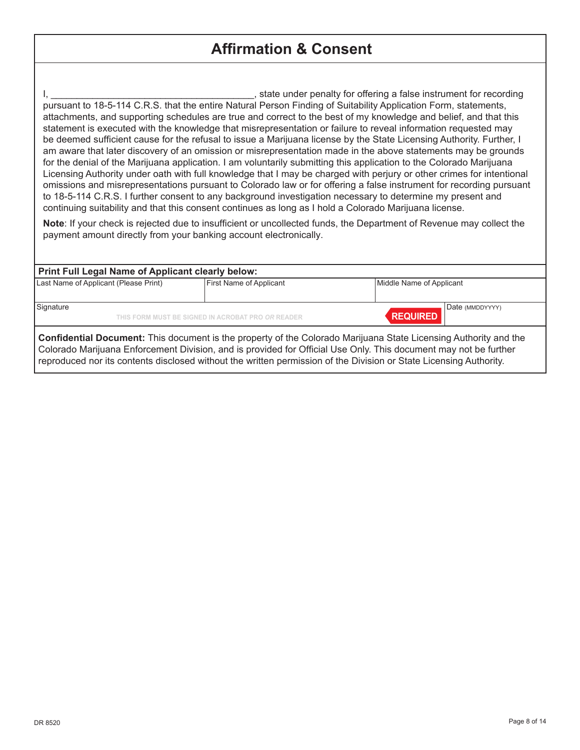# Affirmation & Consent

I, ______________________________________, state under penalty for offering a false instrument for recording pursuant to 18-5-114 C.R.S. that the entire Natural Person Finding of Suitability Application Form, statements, attachments, and supporting schedules are true and correct to the best of my knowledge and belief, and that this statement is executed with the knowledge that misrepresentation or failure to reveal information requested may be deemed sufficient cause for the refusal to issue a Marijuana license by the State Licensing Authority. Further, I am aware that later discovery of an omission or misrepresentation made in the above statements may be grounds for the denial of the Marijuana application. I am voluntarily submitting this application to the Colorado Marijuana Licensing Authority under oath with full knowledge that I may be charged with perjury or other crimes for intentional omissions and misrepresentations pursuant to Colorado law or for offering a false instrument for recording pursuant to 18-5-114 C.R.S. I further consent to any background investigation necessary to determine my present and continuing suitability and that this consent continues as long as I hold a Colorado Marijuana license.

**Note**: If your check is rejected due to insufficient or uncollected funds, the Department of Revenue may collect the payment amount directly from your banking account electronically.

**Print Full Legal Name of Applicant clearly below:**

| Last Name of Applicant (Please Print) | First Name of Applicant | Middle Name of Applicant |
|---|---|---|
| | | |

| Signature | Date (MMDDYYYY) |
|---|---|
| THIS FORM MUST BE SIGNED IN ACROBAT PRO *OR* READER — REQUIRED | |

**Confidential Document:** This document is the property of the Colorado Marijuana State Licensing Authority and the Colorado Marijuana Enforcement Division, and is provided for Official Use Only. This document may not be further reproduced nor its contents disclosed without the written permission of the Division or State Licensing Authority.

DR 8520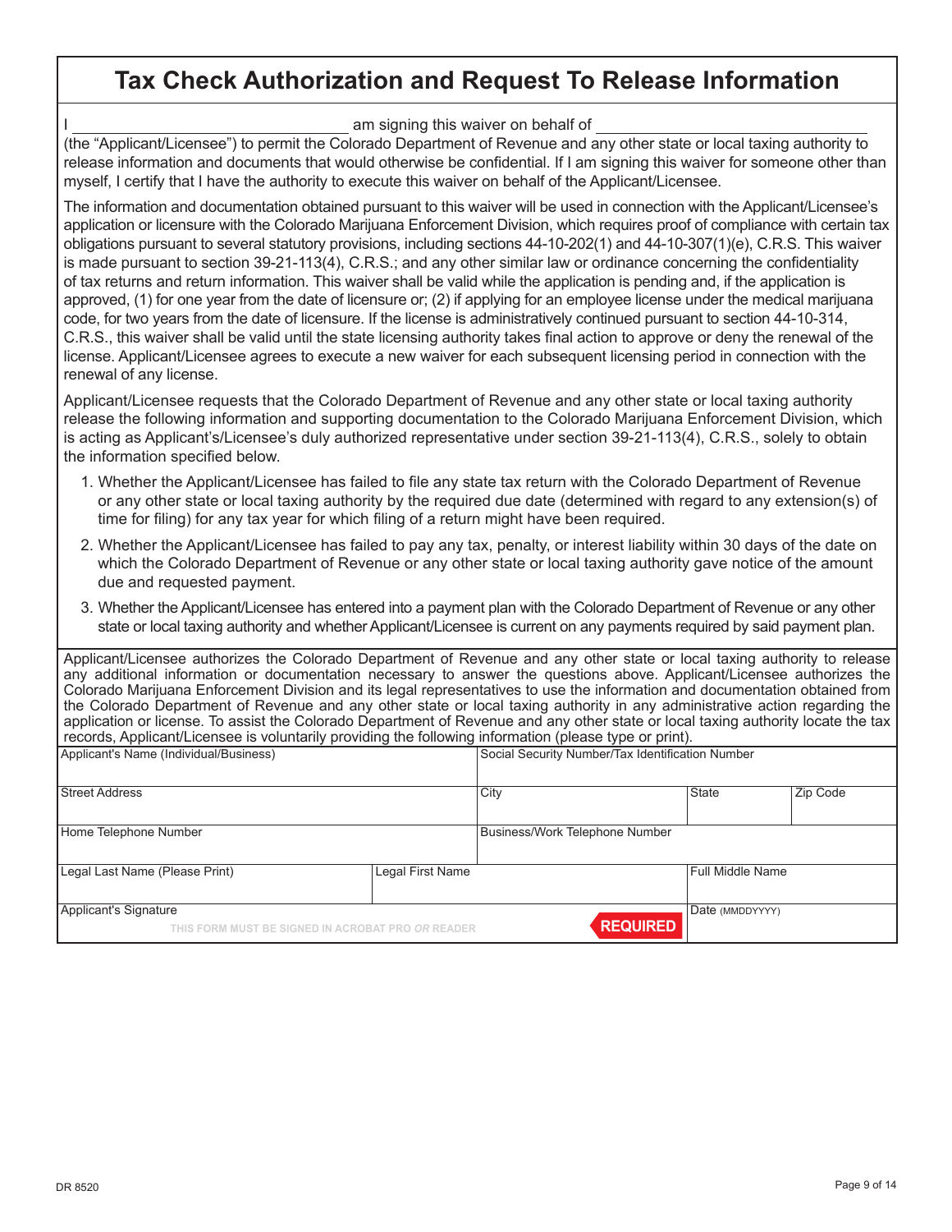# Tax Check Authorization and Request To Release Information

I ______________________________ am signing this waiver on behalf of ______________________________ (the "Applicant/Licensee") to permit the Colorado Department of Revenue and any other state or local taxing authority to release information and documents that would otherwise be confidential. If I am signing this waiver for someone other than myself, I certify that I have the authority to execute this waiver on behalf of the Applicant/Licensee.

The information and documentation obtained pursuant to this waiver will be used in connection with the Applicant/Licensee's application or licensure with the Colorado Marijuana Enforcement Division, which requires proof of compliance with certain tax obligations pursuant to several statutory provisions, including sections 44-10-202(1) and 44-10-307(1)(e), C.R.S. This waiver is made pursuant to section 39-21-113(4), C.R.S.; and any other similar law or ordinance concerning the confidentiality of tax returns and return information. This waiver shall be valid while the application is pending and, if the application is approved, (1) for one year from the date of licensure or; (2) if applying for an employee license under the medical marijuana code, for two years from the date of licensure. If the license is administratively continued pursuant to section 44-10-314, C.R.S., this waiver shall be valid until the state licensing authority takes final action to approve or deny the renewal of the license. Applicant/Licensee agrees to execute a new waiver for each subsequent licensing period in connection with the renewal of any license.

Applicant/Licensee requests that the Colorado Department of Revenue and any other state or local taxing authority release the following information and supporting documentation to the Colorado Marijuana Enforcement Division, which is acting as Applicant's/Licensee's duly authorized representative under section 39-21-113(4), C.R.S., solely to obtain the information specified below.

1. Whether the Applicant/Licensee has failed to file any state tax return with the Colorado Department of Revenue or any other state or local taxing authority by the required due date (determined with regard to any extension(s) of time for filing) for any tax year for which filing of a return might have been required.
2. Whether the Applicant/Licensee has failed to pay any tax, penalty, or interest liability within 30 days of the date on which the Colorado Department of Revenue or any other state or local taxing authority gave notice of the amount due and requested payment.
3. Whether the Applicant/Licensee has entered into a payment plan with the Colorado Department of Revenue or any other state or local taxing authority and whether Applicant/Licensee is current on any payments required by said payment plan.

Applicant/Licensee authorizes the Colorado Department of Revenue and any other state or local taxing authority to release any additional information or documentation necessary to answer the questions above. Applicant/Licensee authorizes the Colorado Marijuana Enforcement Division and its legal representatives to use the information and documentation obtained from the Colorado Department of Revenue and any other state or local taxing authority in any administrative action regarding the application or license. To assist the Colorado Department of Revenue and any other state or local taxing authority locate the tax records, Applicant/Licensee is voluntarily providing the following information (please type or print).

| Applicant's Name (Individual/Business) | | Social Security Number/Tax Identification Number | | |
|---|---|---|---|---|
| Street Address | | City | State | Zip Code |
| Home Telephone Number | | Business/Work Telephone Number | | |
| Legal Last Name (Please Print) | Legal First Name | | Full Middle Name | |
| Applicant's Signature<br>THIS FORM MUST BE SIGNED IN ACROBAT PRO *OR* READER | | REQUIRED | Date (MMDDYYYY) | |

DR 8520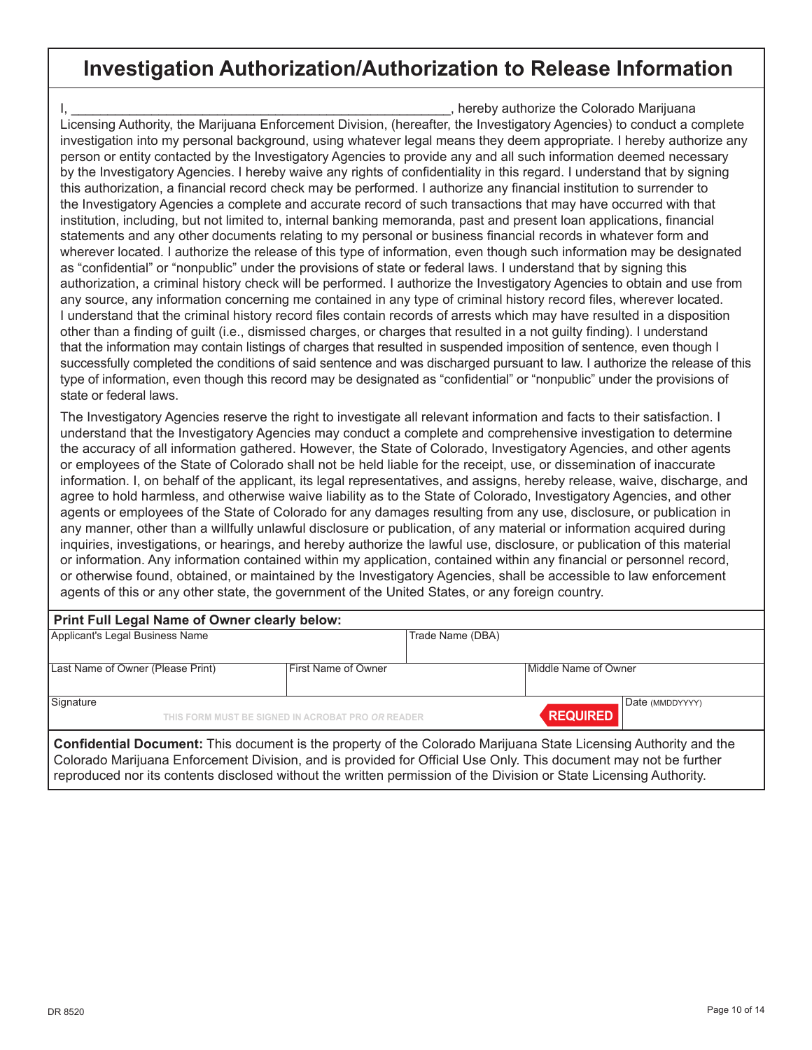# Investigation Authorization/Authorization to Release Information

I, ______________________________________________________, hereby authorize the Colorado Marijuana Licensing Authority, the Marijuana Enforcement Division, (hereafter, the Investigatory Agencies) to conduct a complete investigation into my personal background, using whatever legal means they deem appropriate. I hereby authorize any person or entity contacted by the Investigatory Agencies to provide any and all such information deemed necessary by the Investigatory Agencies. I hereby waive any rights of confidentiality in this regard. I understand that by signing this authorization, a financial record check may be performed. I authorize any financial institution to surrender to the Investigatory Agencies a complete and accurate record of such transactions that may have occurred with that institution, including, but not limited to, internal banking memoranda, past and present loan applications, financial statements and any other documents relating to my personal or business financial records in whatever form and wherever located. I authorize the release of this type of information, even though such information may be designated as "confidential" or "nonpublic" under the provisions of state or federal laws. I understand that by signing this authorization, a criminal history check will be performed. I authorize the Investigatory Agencies to obtain and use from any source, any information concerning me contained in any type of criminal history record files, wherever located. I understand that the criminal history record files contain records of arrests which may have resulted in a disposition other than a finding of guilt (i.e., dismissed charges, or charges that resulted in a not guilty finding). I understand that the information may contain listings of charges that resulted in suspended imposition of sentence, even though I successfully completed the conditions of said sentence and was discharged pursuant to law. I authorize the release of this type of information, even though this record may be designated as "confidential" or "nonpublic" under the provisions of state or federal laws.

The Investigatory Agencies reserve the right to investigate all relevant information and facts to their satisfaction. I understand that the Investigatory Agencies may conduct a complete and comprehensive investigation to determine the accuracy of all information gathered. However, the State of Colorado, Investigatory Agencies, and other agents or employees of the State of Colorado shall not be held liable for the receipt, use, or dissemination of inaccurate information. I, on behalf of the applicant, its legal representatives, and assigns, hereby release, waive, discharge, and agree to hold harmless, and otherwise waive liability as to the State of Colorado, Investigatory Agencies, and other agents or employees of the State of Colorado for any damages resulting from any use, disclosure, or publication in any manner, other than a willfully unlawful disclosure or publication, of any material or information acquired during inquiries, investigations, or hearings, and hereby authorize the lawful use, disclosure, or publication of this material or information. Any information contained within my application, contained within any financial or personnel record, or otherwise found, obtained, or maintained by the Investigatory Agencies, shall be accessible to law enforcement agents of this or any other state, the government of the United States, or any foreign country.

**Print Full Legal Name of Owner clearly below:**

| Applicant's Legal Business Name | | Trade Name (DBA) |
|---|---|---|
| | | |

| Last Name of Owner (Please Print) | First Name of Owner | Middle Name of Owner |
|---|---|---|
| | | |

| Signature | Date (MMDDYYYY) |
|---|---|
| THIS FORM MUST BE SIGNED IN ACROBAT PRO *OR* READER — REQUIRED | |

**Confidential Document:** This document is the property of the Colorado Marijuana State Licensing Authority and the Colorado Marijuana Enforcement Division, and is provided for Official Use Only. This document may not be further reproduced nor its contents disclosed without the written permission of the Division or State Licensing Authority.

DR 8520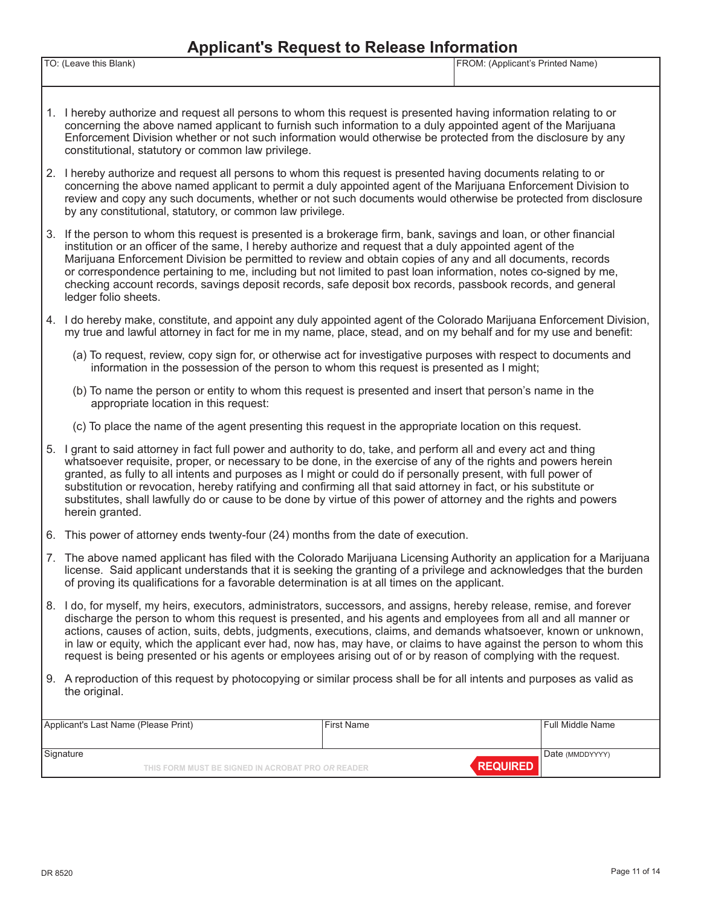# Applicant's Request to Release Information

| TO: (Leave this Blank) | FROM: (Applicant's Printed Name) |
|---|---|
| | |

1. I hereby authorize and request all persons to whom this request is presented having information relating to or concerning the above named applicant to furnish such information to a duly appointed agent of the Marijuana Enforcement Division whether or not such information would otherwise be protected from the disclosure by any constitutional, statutory or common law privilege.

2. I hereby authorize and request all persons to whom this request is presented having documents relating to or concerning the above named applicant to permit a duly appointed agent of the Marijuana Enforcement Division to review and copy any such documents, whether or not such documents would otherwise be protected from disclosure by any constitutional, statutory, or common law privilege.

3. If the person to whom this request is presented is a brokerage firm, bank, savings and loan, or other financial institution or an officer of the same, I hereby authorize and request that a duly appointed agent of the Marijuana Enforcement Division be permitted to review and obtain copies of any and all documents, records or correspondence pertaining to me, including but not limited to past loan information, notes co-signed by me, checking account records, savings deposit records, safe deposit box records, passbook records, and general ledger folio sheets.

4. I do hereby make, constitute, and appoint any duly appointed agent of the Colorado Marijuana Enforcement Division, my true and lawful attorney in fact for me in my name, place, stead, and on my behalf and for my use and benefit:

   (a) To request, review, copy sign for, or otherwise act for investigative purposes with respect to documents and information in the possession of the person to whom this request is presented as I might;

   (b) To name the person or entity to whom this request is presented and insert that person's name in the appropriate location in this request:

   (c) To place the name of the agent presenting this request in the appropriate location on this request.

5. I grant to said attorney in fact full power and authority to do, take, and perform all and every act and thing whatsoever requisite, proper, or necessary to be done, in the exercise of any of the rights and powers herein granted, as fully to all intents and purposes as I might or could do if personally present, with full power of substitution or revocation, hereby ratifying and confirming all that said attorney in fact, or his substitute or substitutes, shall lawfully do or cause to be done by virtue of this power of attorney and the rights and powers herein granted.

6. This power of attorney ends twenty-four (24) months from the date of execution.

7. The above named applicant has filed with the Colorado Marijuana Licensing Authority an application for a Marijuana license. Said applicant understands that it is seeking the granting of a privilege and acknowledges that the burden of proving its qualifications for a favorable determination is at all times on the applicant.

8. I do, for myself, my heirs, executors, administrators, successors, and assigns, hereby release, remise, and forever discharge the person to whom this request is presented, and his agents and employees from all and all manner or actions, causes of action, suits, debts, judgments, executions, claims, and demands whatsoever, known or unknown, in law or equity, which the applicant ever had, now has, may have, or claims to have against the person to whom this request is being presented or his agents or employees arising out of or by reason of complying with the request.

9. A reproduction of this request by photocopying or similar process shall be for all intents and purposes as valid as the original.

| Applicant's Last Name (Please Print) | First Name | Full Middle Name |
|---|---|---|
| | | |

| Signature | Date (MMDDYYYY) |
|---|---|
| THIS FORM MUST BE SIGNED IN ACROBAT PRO *OR* READER **REQUIRED** | |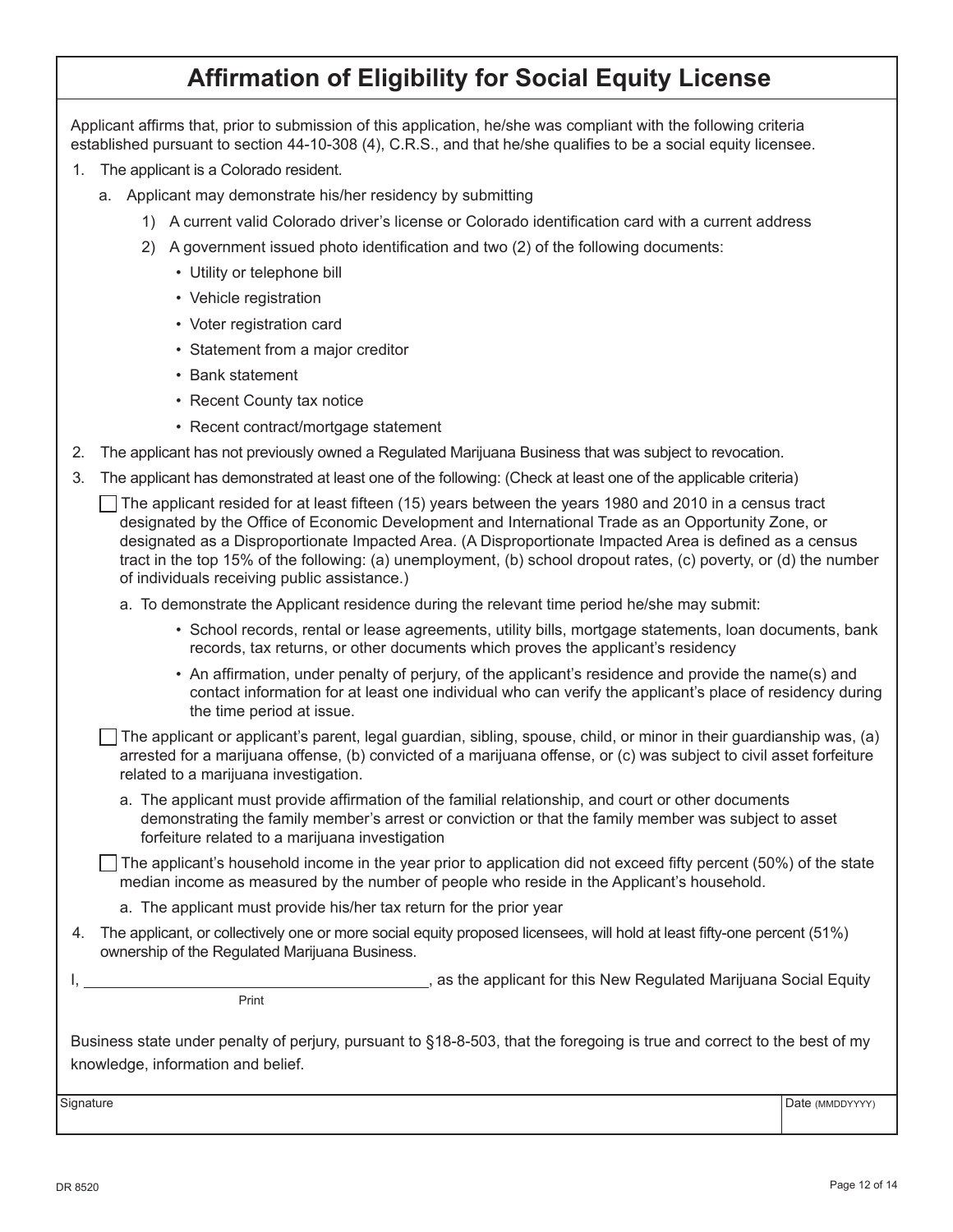# Affirmation of Eligibility for Social Equity License

Applicant affirms that, prior to submission of this application, he/she was compliant with the following criteria established pursuant to section 44-10-308 (4), C.R.S., and that he/she qualifies to be a social equity licensee.

1. The applicant is a Colorado resident.
   a. Applicant may demonstrate his/her residency by submitting
      1) A current valid Colorado driver's license or Colorado identification card with a current address
      2) A government issued photo identification and two (2) of the following documents:
         - Utility or telephone bill
         - Vehicle registration
         - Voter registration card
         - Statement from a major creditor
         - Bank statement
         - Recent County tax notice
         - Recent contract/mortgage statement
2. The applicant has not previously owned a Regulated Marijuana Business that was subject to revocation.
3. The applicant has demonstrated at least one of the following: (Check at least one of the applicable criteria)

   ☐ The applicant resided for at least fifteen (15) years between the years 1980 and 2010 in a census tract designated by the Office of Economic Development and International Trade as an Opportunity Zone, or designated as a Disproportionate Impacted Area. (A Disproportionate Impacted Area is defined as a census tract in the top 15% of the following: (a) unemployment, (b) school dropout rates, (c) poverty, or (d) the number of individuals receiving public assistance.)

   a. To demonstrate the Applicant residence during the relevant time period he/she may submit:
      - School records, rental or lease agreements, utility bills, mortgage statements, loan documents, bank records, tax returns, or other documents which proves the applicant's residency
      - An affirmation, under penalty of perjury, of the applicant's residence and provide the name(s) and contact information for at least one individual who can verify the applicant's place of residency during the time period at issue.

   ☐ The applicant or applicant's parent, legal guardian, sibling, spouse, child, or minor in their guardianship was, (a) arrested for a marijuana offense, (b) convicted of a marijuana offense, or (c) was subject to civil asset forfeiture related to a marijuana investigation.

   a. The applicant must provide affirmation of the familial relationship, and court or other documents demonstrating the family member's arrest or conviction or that the family member was subject to asset forfeiture related to a marijuana investigation

   ☐ The applicant's household income in the year prior to application did not exceed fifty percent (50%) of the state median income as measured by the number of people who reside in the Applicant's household.

   a. The applicant must provide his/her tax return for the prior year
4. The applicant, or collectively one or more social equity proposed licensees, will hold at least fifty-one percent (51%) ownership of the Regulated Marijuana Business.

I, ________________________________________ (Print), as the applicant for this New Regulated Marijuana Social Equity Business state under penalty of perjury, pursuant to §18-8-503, that the foregoing is true and correct to the best of my knowledge, information and belief.

| Signature | Date (MMDDYYYY) |
|---|---|
| | |

DR 8520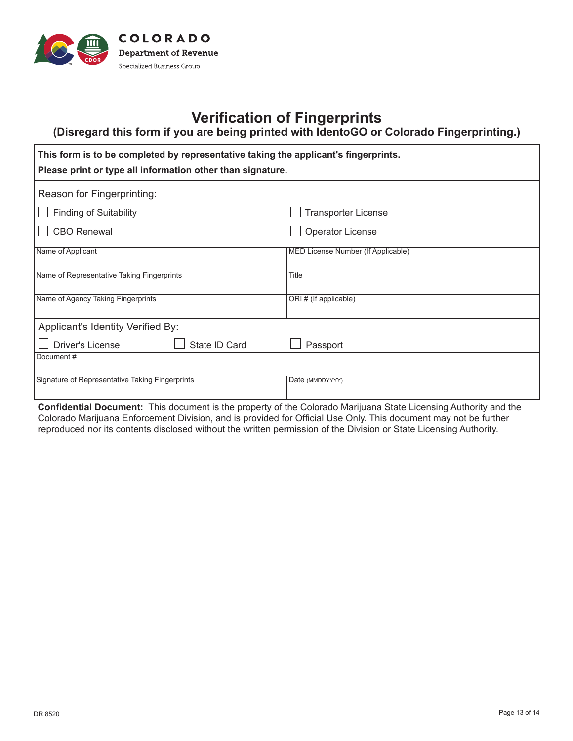COLORADO
Department of Revenue
Specialized Business Group

# Verification of Fingerprints

## (Disregard this form if you are being printed with IdentoGO or Colorado Fingerprinting.)

**This form is to be completed by representative taking the applicant's fingerprints.**

**Please print or type all information other than signature.**

Reason for Fingerprinting:

- ☐ Finding of Suitability
- ☐ CBO Renewal
- ☐ Transporter License
- ☐ Operator License

| Name of Applicant | MED License Number (If Applicable) |
|---|---|
| Name of Representative Taking Fingerprints | Title |
| Name of Agency Taking Fingerprints | ORI # (If applicable) |

Applicant's Identity Verified By:

☐ Driver's License ☐ State ID Card ☐ Passport

| Document # | |
|---|---|
| Signature of Representative Taking Fingerprints | Date (MMDDYYYY) |

**Confidential Document:** This document is the property of the Colorado Marijuana State Licensing Authority and the Colorado Marijuana Enforcement Division, and is provided for Official Use Only. This document may not be further reproduced nor its contents disclosed without the written permission of the Division or State Licensing Authority.

DR 8520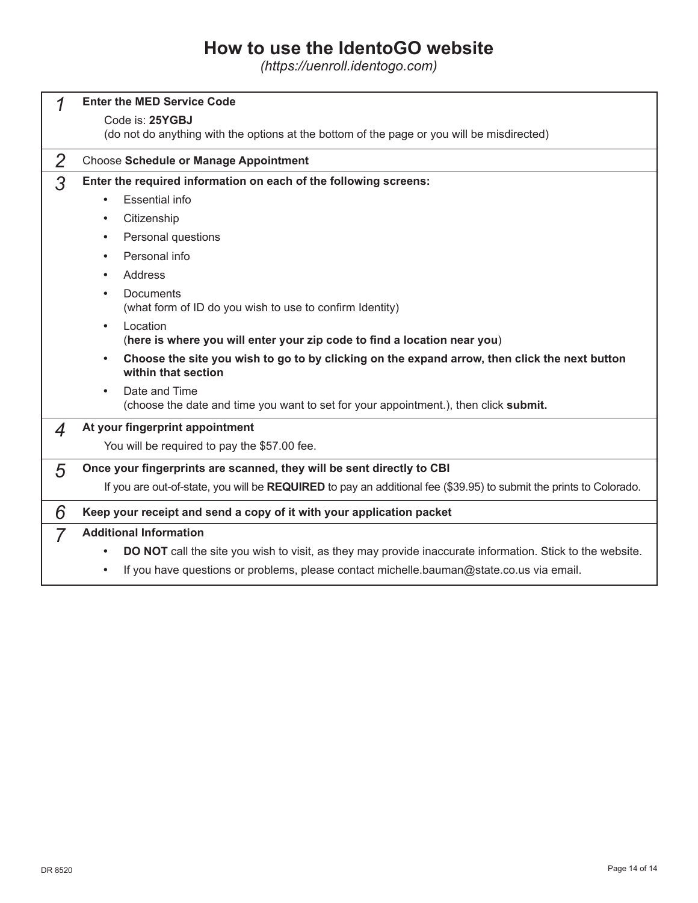# How to use the IdentoGO website

*(https://uenroll.identogo.com)*

| | |
|---|---|
| *1* | **Enter the MED Service Code**<br>Code is: **25YGBJ**<br>(do not do anything with the options at the bottom of the page or you will be misdirected) |
| *2* | Choose **Schedule or Manage Appointment** |
| *3* | **Enter the required information on each of the following screens:**<br>• Essential info<br>• Citizenship<br>• Personal questions<br>• Personal info<br>• Address<br>• Documents (what form of ID do you wish to use to confirm Identity)<br>• Location (**here is where you will enter your zip code to find a location near you**)<br>• **Choose the site you wish to go to by clicking on the expand arrow, then click the next button within that section**<br>• Date and Time (choose the date and time you want to set for your appointment.), then click **submit.** |
| *4* | **At your fingerprint appointment**<br>You will be required to pay the $57.00 fee. |
| *5* | **Once your fingerprints are scanned, they will be sent directly to CBI**<br>If you are out-of-state, you will be **REQUIRED** to pay an additional fee ($39.95) to submit the prints to Colorado. |
| *6* | **Keep your receipt and send a copy of it with your application packet** |
| *7* | **Additional Information**<br>• **DO NOT** call the site you wish to visit, as they may provide inaccurate information. Stick to the website.<br>• If you have questions or problems, please contact michelle.bauman@state.co.us via email. |

DR 8520